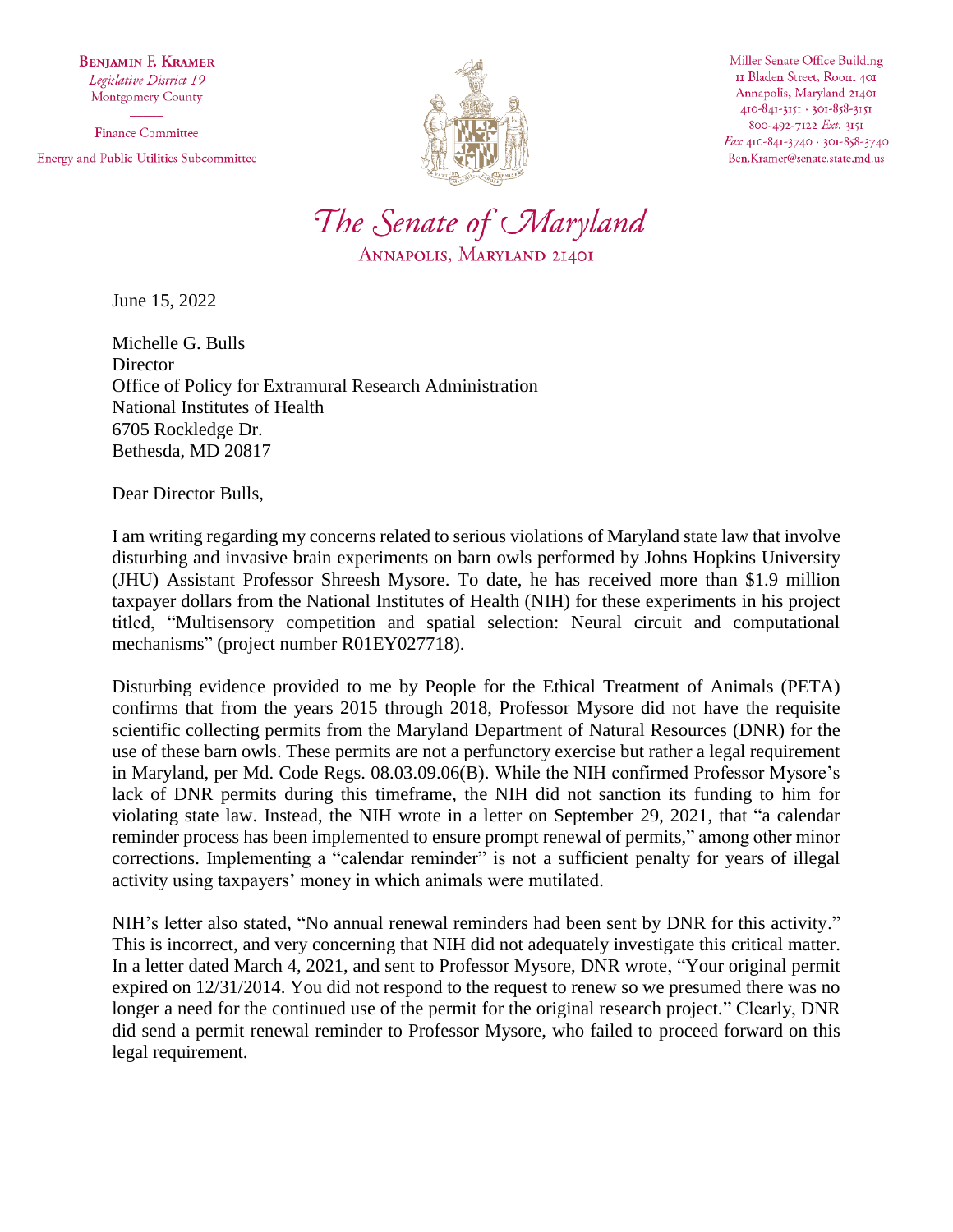**BENJAMIN F. KRAMER**
*Legislative District 19*
Montgomery County

Finance Committee
Energy and Public Utilities Subcommittee

Miller Senate Office Building
11 Bladen Street, Room 401
Annapolis, Maryland 21401
410-841-3151 · 301-858-3151
800-492-7122 *Ext.* 3151
*Fax* 410-841-3740 · 301-858-3740
Ben.Kramer@senate.state.md.us

# *The Senate of Maryland*

ANNAPOLIS, MARYLAND 21401

June 15, 2022

Michelle G. Bulls
Director
Office of Policy for Extramural Research Administration
National Institutes of Health
6705 Rockledge Dr.
Bethesda, MD 20817

Dear Director Bulls,

I am writing regarding my concerns related to serious violations of Maryland state law that involve disturbing and invasive brain experiments on barn owls performed by Johns Hopkins University (JHU) Assistant Professor Shreesh Mysore. To date, he has received more than $1.9 million taxpayer dollars from the National Institutes of Health (NIH) for these experiments in his project titled, "Multisensory competition and spatial selection: Neural circuit and computational mechanisms" (project number R01EY027718).

Disturbing evidence provided to me by People for the Ethical Treatment of Animals (PETA) confirms that from the years 2015 through 2018, Professor Mysore did not have the requisite scientific collecting permits from the Maryland Department of Natural Resources (DNR) for the use of these barn owls. These permits are not a perfunctory exercise but rather a legal requirement in Maryland, per Md. Code Regs. 08.03.09.06(B). While the NIH confirmed Professor Mysore's lack of DNR permits during this timeframe, the NIH did not sanction its funding to him for violating state law. Instead, the NIH wrote in a letter on September 29, 2021, that "a calendar reminder process has been implemented to ensure prompt renewal of permits," among other minor corrections. Implementing a "calendar reminder" is not a sufficient penalty for years of illegal activity using taxpayers' money in which animals were mutilated.

NIH's letter also stated, "No annual renewal reminders had been sent by DNR for this activity." This is incorrect, and very concerning that NIH did not adequately investigate this critical matter. In a letter dated March 4, 2021, and sent to Professor Mysore, DNR wrote, "Your original permit expired on 12/31/2014. You did not respond to the request to renew so we presumed there was no longer a need for the continued use of the permit for the original research project." Clearly, DNR did send a permit renewal reminder to Professor Mysore, who failed to proceed forward on this legal requirement.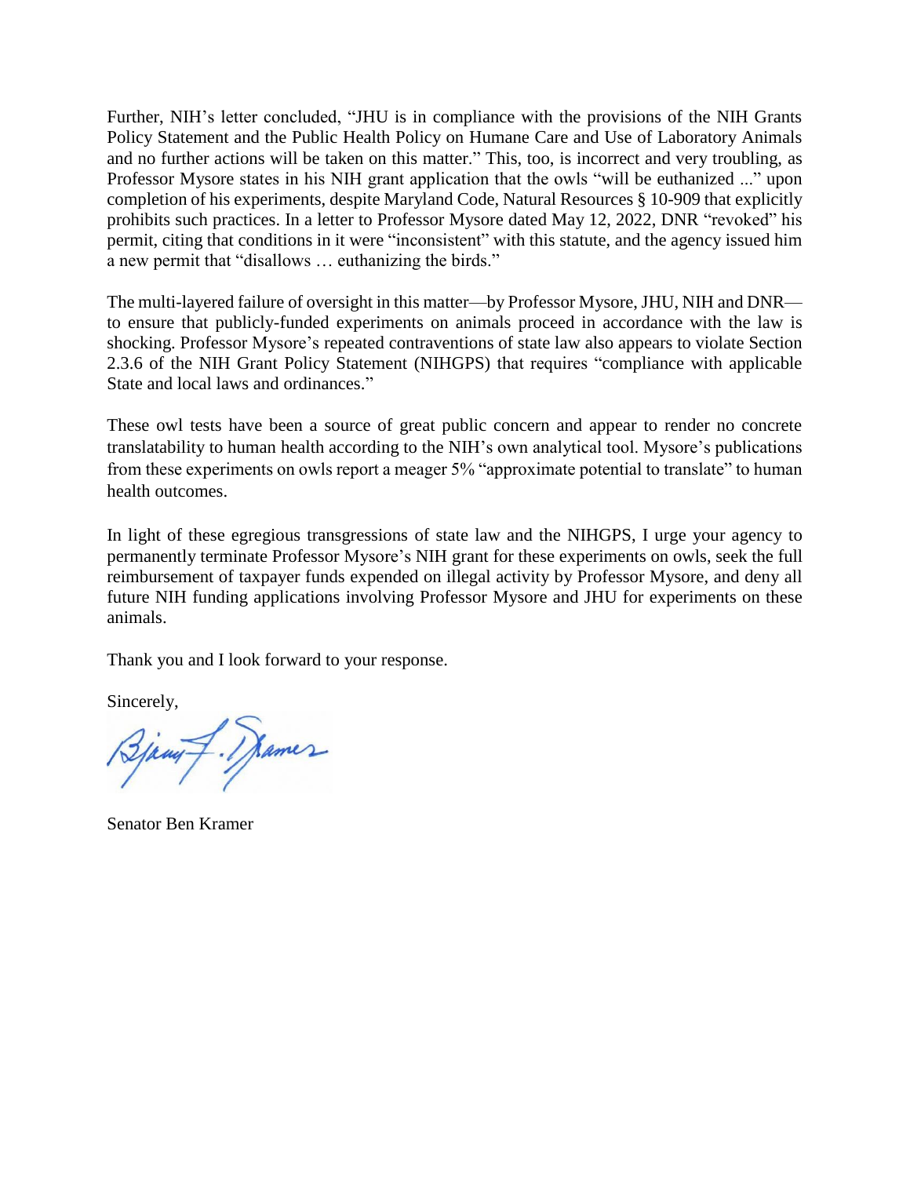Further, NIH's letter concluded, "JHU is in compliance with the provisions of the NIH Grants Policy Statement and the Public Health Policy on Humane Care and Use of Laboratory Animals and no further actions will be taken on this matter." This, too, is incorrect and very troubling, as Professor Mysore states in his NIH grant application that the owls "will be euthanized ..." upon completion of his experiments, despite Maryland Code, Natural Resources § 10-909 that explicitly prohibits such practices. In a letter to Professor Mysore dated May 12, 2022, DNR "revoked" his permit, citing that conditions in it were "inconsistent" with this statute, and the agency issued him a new permit that "disallows … euthanizing the birds."

The multi-layered failure of oversight in this matter—by Professor Mysore, JHU, NIH and DNR—to ensure that publicly-funded experiments on animals proceed in accordance with the law is shocking. Professor Mysore's repeated contraventions of state law also appears to violate Section 2.3.6 of the NIH Grant Policy Statement (NIHGPS) that requires "compliance with applicable State and local laws and ordinances."

These owl tests have been a source of great public concern and appear to render no concrete translatability to human health according to the NIH's own analytical tool. Mysore's publications from these experiments on owls report a meager 5% "approximate potential to translate" to human health outcomes.

In light of these egregious transgressions of state law and the NIHGPS, I urge your agency to permanently terminate Professor Mysore's NIH grant for these experiments on owls, seek the full reimbursement of taxpayer funds expended on illegal activity by Professor Mysore, and deny all future NIH funding applications involving Professor Mysore and JHU for experiments on these animals.

Thank you and I look forward to your response.

Sincerely,

Senator Ben Kramer